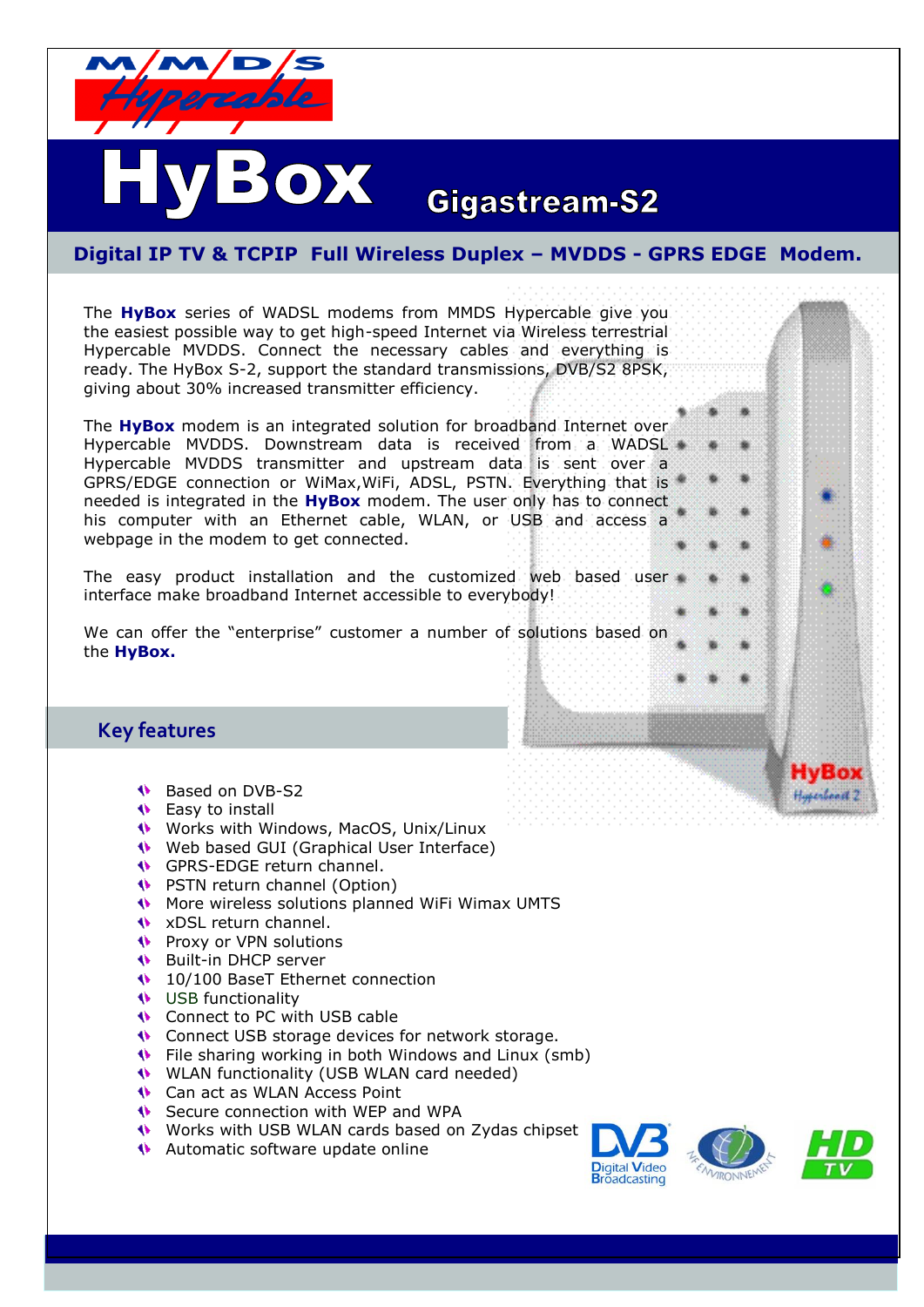MMDS Hypercable

# HyBox

## Gigastream-S2

**Digital IP TV & TCPIP Full Wireless Duplex – MVDDS - GPRS EDGE Modem.**

The **HyBox** series of WADSL modems from MMDS Hypercable give you the easiest possible way to get high-speed Internet via Wireless terrestrial Hypercable MVDDS. Connect the necessary cables and everything is ready. The HyBox S-2, support the standard transmissions, DVB/S2 8PSK, giving about 30% increased transmitter efficiency.

The **HyBox** modem is an integrated solution for broadband Internet over Hypercable MVDDS. Downstream data is received from a WADSL Hypercable MVDDS transmitter and upstream data is sent over a GPRS/EDGE connection or WiMax,WiFi, ADSL, PSTN. Everything that is needed is integrated in the **HyBox** modem. The user only has to connect his computer with an Ethernet cable, WLAN, or USB and access a webpage in the modem to get connected.

The easy product installation and the customized web based user interface make broadband Internet accessible to everybody!

We can offer the "enterprise" customer a number of solutions based on the **HyBox.**

## Key features

- Based on DVB-S2
- Easy to install
- Works with Windows, MacOS, Unix/Linux
- Web based GUI (Graphical User Interface)
- GPRS-EDGE return channel.
- PSTN return channel (Option)
- More wireless solutions planned WiFi Wimax UMTS
- xDSL return channel.
- Proxy or VPN solutions
- Built-in DHCP server
- 10/100 BaseT Ethernet connection
- USB functionality
- Connect to PC with USB cable
- Connect USB storage devices for network storage.
- File sharing working in both Windows and Linux (smb)
- WLAN functionality (USB WLAN card needed)
- Can act as WLAN Access Point
- Secure connection with WEP and WPA
- Works with USB WLAN cards based on Zydas chipset
- Automatic software update online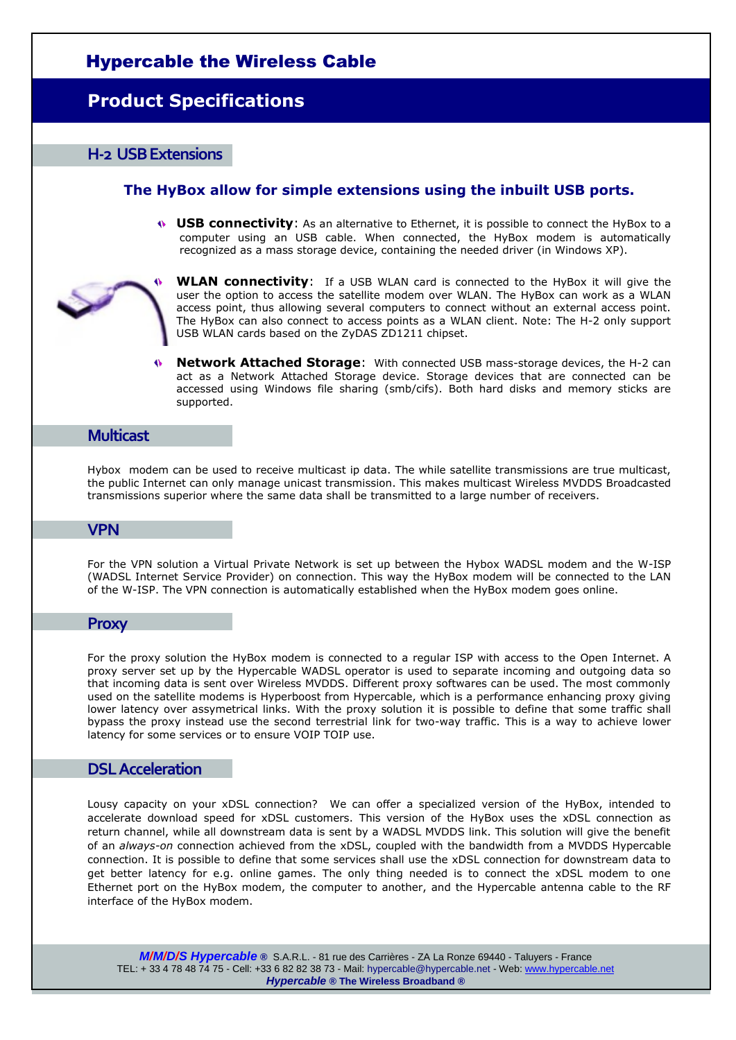# Hypercable the Wireless Cable

## Product Specifications

### H-2 USB Extensions

**The HyBox allow for simple extensions using the inbuilt USB ports.**

- **USB connectivity**: As an alternative to Ethernet, it is possible to connect the HyBox to a computer using an USB cable. When connected, the HyBox modem is automatically recognized as a mass storage device, containing the needed driver (in Windows XP).
- **WLAN connectivity**: If a USB WLAN card is connected to the HyBox it will give the user the option to access the satellite modem over WLAN. The HyBox can work as a WLAN access point, thus allowing several computers to connect without an external access point. The HyBox can also connect to access points as a WLAN client. Note: The H-2 only support USB WLAN cards based on the ZyDAS ZD1211 chipset.
- **Network Attached Storage**: With connected USB mass-storage devices, the H-2 can act as a Network Attached Storage device. Storage devices that are connected can be accessed using Windows file sharing (smb/cifs). Both hard disks and memory sticks are supported.

### Multicast

Hybox modem can be used to receive multicast ip data. The while satellite transmissions are true multicast, the public Internet can only manage unicast transmission. This makes multicast Wireless MVDDS Broadcasted transmissions superior where the same data shall be transmitted to a large number of receivers.

### VPN

For the VPN solution a Virtual Private Network is set up between the Hybox WADSL modem and the W-ISP (WADSL Internet Service Provider) on connection. This way the HyBox modem will be connected to the LAN of the W-ISP. The VPN connection is automatically established when the HyBox modem goes online.

### Proxy

For the proxy solution the HyBox modem is connected to a regular ISP with access to the Open Internet. A proxy server set up by the Hypercable WADSL operator is used to separate incoming and outgoing data so that incoming data is sent over Wireless MVDDS. Different proxy softwares can be used. The most commonly used on the satellite modems is Hyperboost from Hypercable, which is a performance enhancing proxy giving lower latency over assymetrical links. With the proxy solution it is possible to define that some traffic shall bypass the proxy instead use the second terrestrial link for two-way traffic. This is a way to achieve lower latency for some services or to ensure VOIP TOIP use.

### DSL Acceleration

Lousy capacity on your xDSL connection? We can offer a specialized version of the HyBox, intended to accelerate download speed for xDSL customers. This version of the HyBox uses the xDSL connection as return channel, while all downstream data is sent by a WADSL MVDDS link. This solution will give the benefit of an *always-on* connection achieved from the xDSL, coupled with the bandwidth from a MVDDS Hypercable connection. It is possible to define that some services shall use the xDSL connection for downstream data to get better latency for e.g. online games. The only thing needed is to connect the xDSL modem to one Ethernet port on the HyBox modem, the computer to another, and the Hypercable antenna cable to the RF interface of the HyBox modem.

***M/M/D/S Hypercable*** ® S.A.R.L. - 81 rue des Carrières - ZA La Ronze 69440 - Taluyers - France
TEL: + 33 4 78 48 74 75 - Cell: +33 6 82 82 38 73 - Mail: hypercable@hypercable.net - Web: www.hypercable.net
***Hypercable* ® The Wireless Broadband ®**